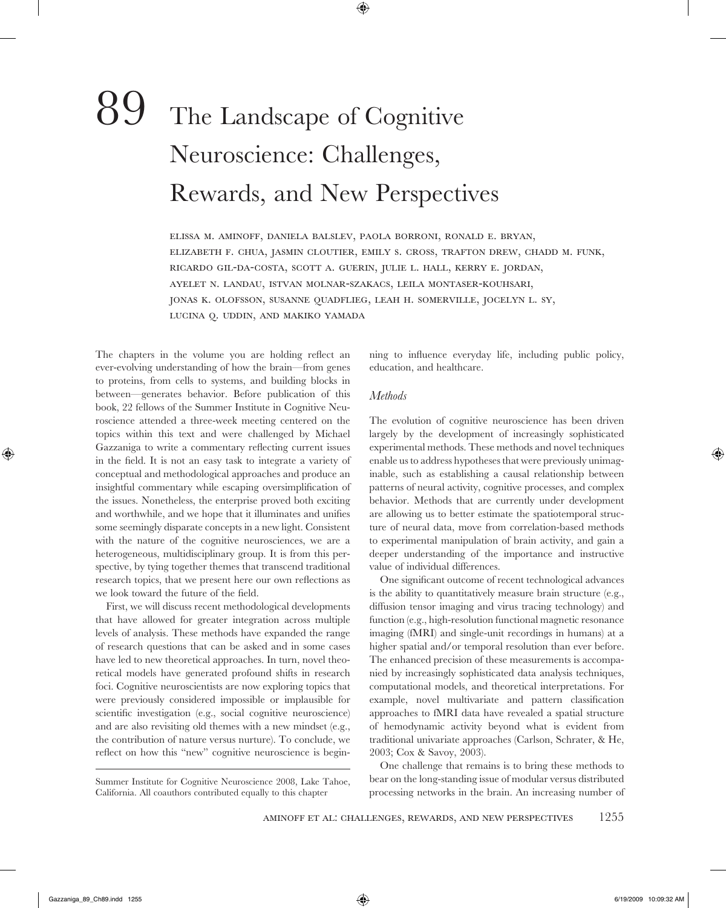# 89 The Landscape of Cognitive Neuroscience: Challenges, Rewards, and New Perspectives

ELISSA M. AMINOFF, DANIELA BALSLEV, PAOLA BORRONI, RONALD E. BRYAN, ELIZABETH F. CHUA, JASMIN CLOUTIER, EMILY S. CROSS, TRAFTON DREW, CHADD M. FUNK, RICARDO GIL-DA-COSTA, SCOTT A. GUERIN, JULIE L. HALL, KERRY E. JORDAN, AYELET N. LANDAU, ISTVAN MOLNAR-SZAKACS, LEILA MONTASER-KOUHSARI, JONAS K. OLOFSSON, SUSANNE QUADFLIEG, LEAH H. SOMERVILLE, JOCELYN L. SY, LUCINA Q. UDDIN, AND MAKIKO YAMADA

The chapters in the volume you are holding reflect an ever-evolving understanding of how the brain—from genes to proteins, from cells to systems, and building blocks in between—generates behavior. Before publication of this book, 22 fellows of the Summer Institute in Cognitive Neuroscience attended a three-week meeting centered on the topics within this text and were challenged by Michael Gazzaniga to write a commentary reflecting current issues in the field. It is not an easy task to integrate a variety of conceptual and methodological approaches and produce an insightful commentary while escaping oversimplification of the issues. Nonetheless, the enterprise proved both exciting and worthwhile, and we hope that it illuminates and unifies some seemingly disparate concepts in a new light. Consistent with the nature of the cognitive neurosciences, we are a heterogeneous, multidisciplinary group. It is from this perspective, by tying together themes that transcend traditional research topics, that we present here our own reflections as we look toward the future of the field.

First, we will discuss recent methodological developments that have allowed for greater integration across multiple levels of analysis. These methods have expanded the range of research questions that can be asked and in some cases have led to new theoretical approaches. In turn, novel theoretical models have generated profound shifts in research foci. Cognitive neuroscientists are now exploring topics that were previously considered impossible or implausible for scientific investigation (e.g., social cognitive neuroscience) and are also revisiting old themes with a new mindset (e.g., the contribution of nature versus nurture). To conclude, we reflect on how this "new" cognitive neuroscience is beginning to influence everyday life, including public policy, education, and healthcare.

Summer Institute for Cognitive Neuroscience 2008, Lake Tahoe, California. All coauthors contributed equally to this chapter

## *Methods*

The evolution of cognitive neuroscience has been driven largely by the development of increasingly sophisticated experimental methods. These methods and novel techniques enable us to address hypotheses that were previously unimaginable, such as establishing a causal relationship between patterns of neural activity, cognitive processes, and complex behavior. Methods that are currently under development are allowing us to better estimate the spatiotemporal structure of neural data, move from correlation-based methods to experimental manipulation of brain activity, and gain a deeper understanding of the importance and instructive value of individual differences.

One significant outcome of recent technological advances is the ability to quantitatively measure brain structure (e.g., diffusion tensor imaging and virus tracing technology) and function (e.g., high-resolution functional magnetic resonance imaging (fMRI) and single-unit recordings in humans) at a higher spatial and/or temporal resolution than ever before. The enhanced precision of these measurements is accompanied by increasingly sophisticated data analysis techniques, computational models, and theoretical interpretations. For example, novel multivariate and pattern classification approaches to fMRI data have revealed a spatial structure of hemodynamic activity beyond what is evident from traditional univariate approaches (Carlson, Schrater, & He, 2003; Cox & Savoy, 2003).

One challenge that remains is to bring these methods to bear on the long-standing issue of modular versus distributed processing networks in the brain. An increasing number of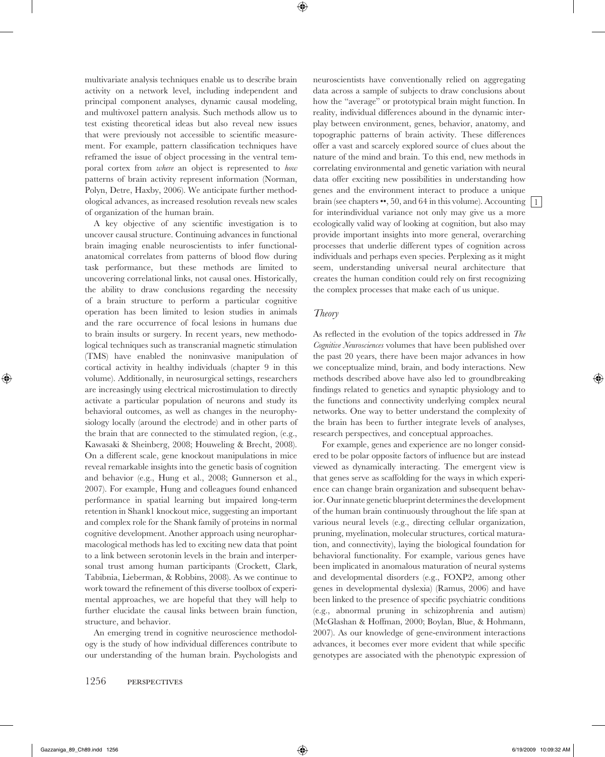multivariate analysis techniques enable us to describe brain activity on a network level, including independent and principal component analyses, dynamic causal modeling, and multivoxel pattern analysis. Such methods allow us to test existing theoretical ideas but also reveal new issues that were previously not accessible to scientific measurement. For example, pattern classification techniques have reframed the issue of object processing in the ventral temporal cortex from *where* an object is represented to *how* patterns of brain activity represent information (Norman, Polyn, Detre, Haxby, 2006). We anticipate further methodological advances, as increased resolution reveals new scales of organization of the human brain.

A key objective of any scientific investigation is to uncover causal structure. Continuing advances in functional brain imaging enable neuroscientists to infer functional-anatomical correlates from patterns of blood flow during task performance, but these methods are limited to uncovering correlational links, not causal ones. Historically, the ability to draw conclusions regarding the necessity of a brain structure to perform a particular cognitive operation has been limited to lesion studies in animals and the rare occurrence of focal lesions in humans due to brain insults or surgery. In recent years, new methodological techniques such as transcranial magnetic stimulation (TMS) have enabled the noninvasive manipulation of cortical activity in healthy individuals (chapter 9 in this volume). Additionally, in neurosurgical settings, researchers are increasingly using electrical microstimulation to directly activate a particular population of neurons and study its behavioral outcomes, as well as changes in the neurophysiology locally (around the electrode) and in other parts of the brain that are connected to the stimulated region, (e.g., Kawasaki & Sheinberg, 2008; Houweling & Brecht, 2008). On a different scale, gene knockout manipulations in mice reveal remarkable insights into the genetic basis of cognition and behavior (e.g., Hung et al., 2008; Gunnerson et al., 2007). For example, Hung and colleagues found enhanced performance in spatial learning but impaired long-term retention in Shank1 knockout mice, suggesting an important and complex role for the Shank family of proteins in normal cognitive development. Another approach using neuropharmacological methods has led to exciting new data that point to a link between serotonin levels in the brain and interpersonal trust among human participants (Crockett, Clark, Tabibnia, Lieberman, & Robbins, 2008). As we continue to work toward the refinement of this diverse toolbox of experimental approaches, we are hopeful that they will help to further elucidate the causal links between brain function, structure, and behavior.

An emerging trend in cognitive neuroscience methodology is the study of how individual differences contribute to our understanding of the human brain. Psychologists and neuroscientists have conventionally relied on aggregating data across a sample of subjects to draw conclusions about how the "average" or prototypical brain might function. In reality, individual differences abound in the dynamic interplay between environment, genes, behavior, anatomy, and topographic patterns of brain activity. These differences offer a vast and scarcely explored source of clues about the nature of the mind and brain. To this end, new methods in correlating environmental and genetic variation with neural data offer exciting new possibilities in understanding how genes and the environment interact to produce a unique brain (see chapters ••, 50, and 64 in this volume). Accounting for interindividual variance not only may give us a more ecologically valid way of looking at cognition, but also may provide important insights into more general, overarching processes that underlie different types of cognition across individuals and perhaps even species. Perplexing as it might seem, understanding universal neural architecture that creates the human condition could rely on first recognizing the complex processes that make each of us unique.

### *Theory*

As reflected in the evolution of the topics addressed in *The Cognitive Neurosciences* volumes that have been published over the past 20 years, there have been major advances in how we conceptualize mind, brain, and body interactions. New methods described above have also led to groundbreaking findings related to genetics and synaptic physiology and to the functions and connectivity underlying complex neural networks. One way to better understand the complexity of the brain has been to further integrate levels of analyses, research perspectives, and conceptual approaches.

For example, genes and experience are no longer considered to be polar opposite factors of influence but are instead viewed as dynamically interacting. The emergent view is that genes serve as scaffolding for the ways in which experience can change brain organization and subsequent behavior. Our innate genetic blueprint determines the development of the human brain continuously throughout the life span at various neural levels (e.g., directing cellular organization, pruning, myelination, molecular structures, cortical maturation, and connectivity), laying the biological foundation for behavioral functionality. For example, various genes have been implicated in anomalous maturation of neural systems and developmental disorders (e.g., FOXP2, among other genes in developmental dyslexia) (Ramus, 2006) and have been linked to the presence of specific psychiatric conditions (e.g., abnormal pruning in schizophrenia and autism) (McGlashan & Hoffman, 2000; Boylan, Blue, & Hohmann, 2007). As our knowledge of gene-environment interactions advances, it becomes ever more evident that while specific genotypes are associated with the phenotypic expression of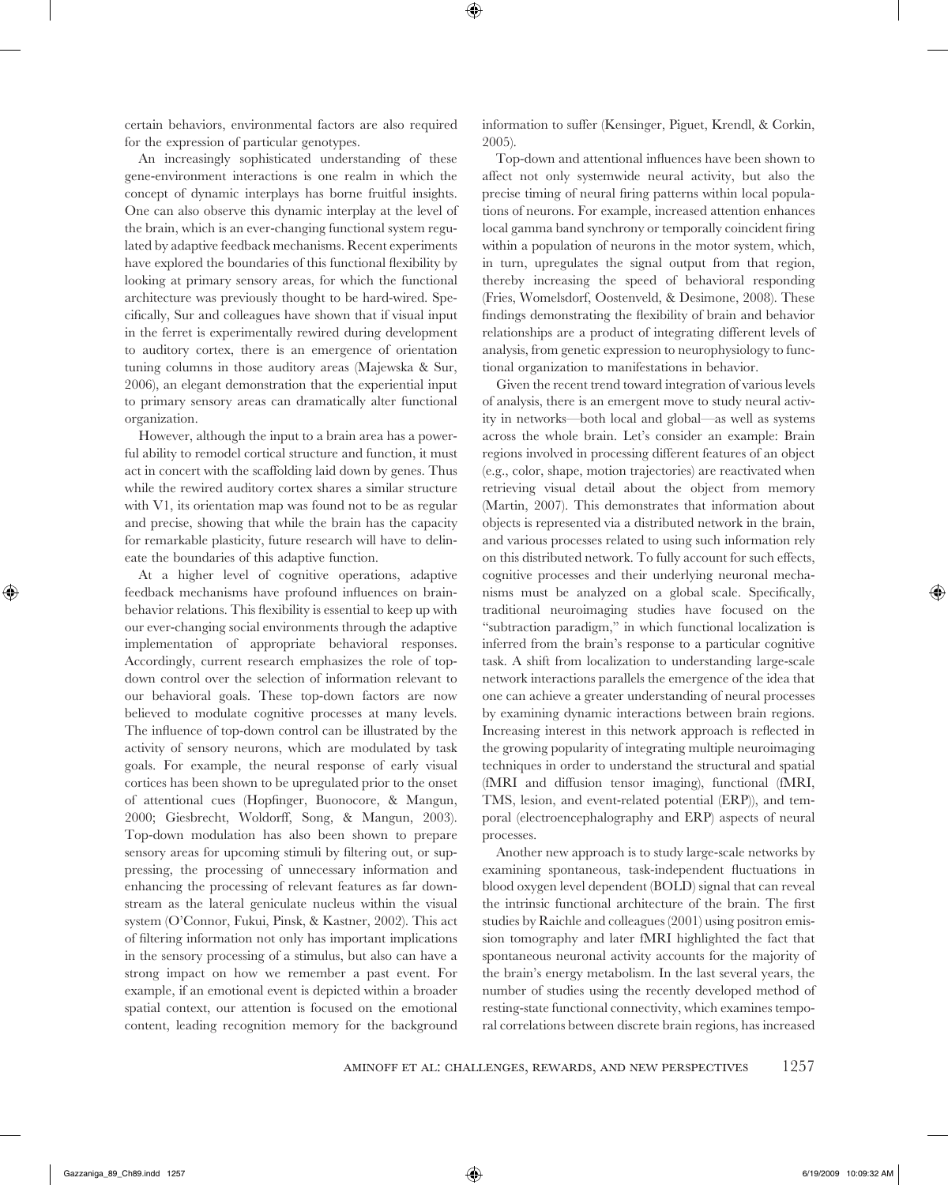certain behaviors, environmental factors are also required for the expression of particular genotypes.

An increasingly sophisticated understanding of these gene-environment interactions is one realm in which the concept of dynamic interplays has borne fruitful insights. One can also observe this dynamic interplay at the level of the brain, which is an ever-changing functional system regulated by adaptive feedback mechanisms. Recent experiments have explored the boundaries of this functional flexibility by looking at primary sensory areas, for which the functional architecture was previously thought to be hard-wired. Specifically, Sur and colleagues have shown that if visual input in the ferret is experimentally rewired during development to auditory cortex, there is an emergence of orientation tuning columns in those auditory areas (Majewska & Sur, 2006), an elegant demonstration that the experiential input to primary sensory areas can dramatically alter functional organization.

However, although the input to a brain area has a powerful ability to remodel cortical structure and function, it must act in concert with the scaffolding laid down by genes. Thus while the rewired auditory cortex shares a similar structure with V1, its orientation map was found not to be as regular and precise, showing that while the brain has the capacity for remarkable plasticity, future research will have to delineate the boundaries of this adaptive function.

At a higher level of cognitive operations, adaptive feedback mechanisms have profound influences on brain-behavior relations. This flexibility is essential to keep up with our ever-changing social environments through the adaptive implementation of appropriate behavioral responses. Accordingly, current research emphasizes the role of top-down control over the selection of information relevant to our behavioral goals. These top-down factors are now believed to modulate cognitive processes at many levels. The influence of top-down control can be illustrated by the activity of sensory neurons, which are modulated by task goals. For example, the neural response of early visual cortices has been shown to be upregulated prior to the onset of attentional cues (Hopfinger, Buonocore, & Mangun, 2000; Giesbrecht, Woldorff, Song, & Mangun, 2003). Top-down modulation has also been shown to prepare sensory areas for upcoming stimuli by filtering out, or suppressing, the processing of unnecessary information and enhancing the processing of relevant features as far downstream as the lateral geniculate nucleus within the visual system (O'Connor, Fukui, Pinsk, & Kastner, 2002). This act of filtering information not only has important implications in the sensory processing of a stimulus, but also can have a strong impact on how we remember a past event. For example, if an emotional event is depicted within a broader spatial context, our attention is focused on the emotional content, leading recognition memory for the background information to suffer (Kensinger, Piguet, Krendl, & Corkin, 2005).

Top-down and attentional influences have been shown to affect not only systemwide neural activity, but also the precise timing of neural firing patterns within local populations of neurons. For example, increased attention enhances local gamma band synchrony or temporally coincident firing within a population of neurons in the motor system, which, in turn, upregulates the signal output from that region, thereby increasing the speed of behavioral responding (Fries, Womelsdorf, Oostenveld, & Desimone, 2008). These findings demonstrating the flexibility of brain and behavior relationships are a product of integrating different levels of analysis, from genetic expression to neurophysiology to functional organization to manifestations in behavior.

Given the recent trend toward integration of various levels of analysis, there is an emergent move to study neural activity in networks—both local and global—as well as systems across the whole brain. Let's consider an example: Brain regions involved in processing different features of an object (e.g., color, shape, motion trajectories) are reactivated when retrieving visual detail about the object from memory (Martin, 2007). This demonstrates that information about objects is represented via a distributed network in the brain, and various processes related to using such information rely on this distributed network. To fully account for such effects, cognitive processes and their underlying neuronal mechanisms must be analyzed on a global scale. Specifically, traditional neuroimaging studies have focused on the "subtraction paradigm," in which functional localization is inferred from the brain's response to a particular cognitive task. A shift from localization to understanding large-scale network interactions parallels the emergence of the idea that one can achieve a greater understanding of neural processes by examining dynamic interactions between brain regions. Increasing interest in this network approach is reflected in the growing popularity of integrating multiple neuroimaging techniques in order to understand the structural and spatial (fMRI and diffusion tensor imaging), functional (fMRI, TMS, lesion, and event-related potential (ERP)), and temporal (electroencephalography and ERP) aspects of neural processes.

Another new approach is to study large-scale networks by examining spontaneous, task-independent fluctuations in blood oxygen level dependent (BOLD) signal that can reveal the intrinsic functional architecture of the brain. The first studies by Raichle and colleagues (2001) using positron emission tomography and later fMRI highlighted the fact that spontaneous neuronal activity accounts for the majority of the brain's energy metabolism. In the last several years, the number of studies using the recently developed method of resting-state functional connectivity, which examines temporal correlations between discrete brain regions, has increased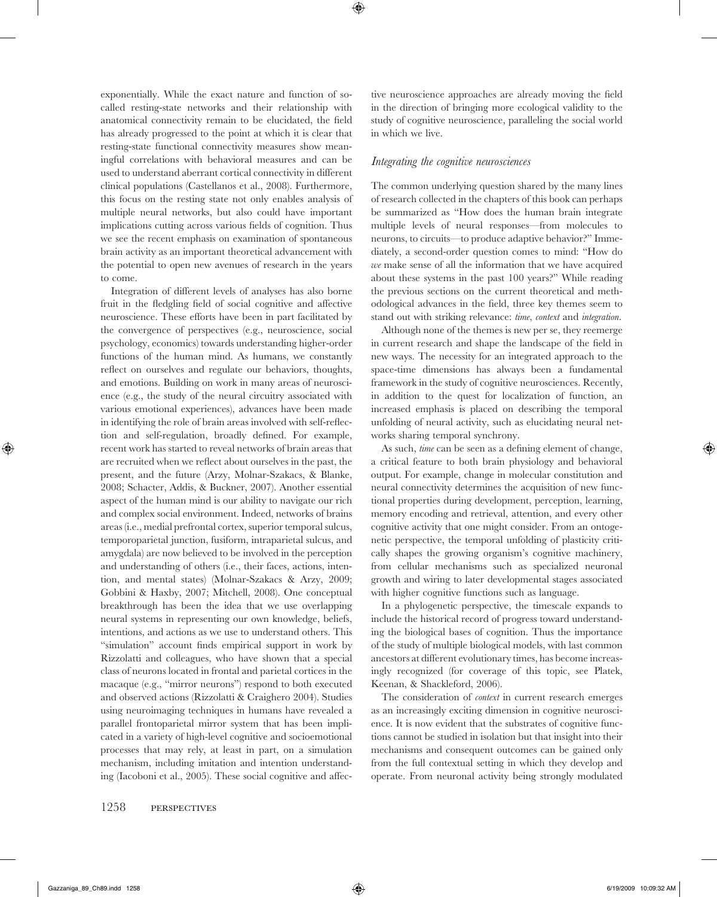exponentially. While the exact nature and function of so-called resting-state networks and their relationship with anatomical connectivity remain to be elucidated, the field has already progressed to the point at which it is clear that resting-state functional connectivity measures show meaningful correlations with behavioral measures and can be used to understand aberrant cortical connectivity in different clinical populations (Castellanos et al., 2008). Furthermore, this focus on the resting state not only enables analysis of multiple neural networks, but also could have important implications cutting across various fields of cognition. Thus we see the recent emphasis on examination of spontaneous brain activity as an important theoretical advancement with the potential to open new avenues of research in the years to come.

Integration of different levels of analyses has also borne fruit in the fledgling field of social cognitive and affective neuroscience. These efforts have been in part facilitated by the convergence of perspectives (e.g., neuroscience, social psychology, economics) towards understanding higher-order functions of the human mind. As humans, we constantly reflect on ourselves and regulate our behaviors, thoughts, and emotions. Building on work in many areas of neuroscience (e.g., the study of the neural circuitry associated with various emotional experiences), advances have been made in identifying the role of brain areas involved with self-reflection and self-regulation, broadly defined. For example, recent work has started to reveal networks of brain areas that are recruited when we reflect about ourselves in the past, the present, and the future (Arzy, Molnar-Szakacs, & Blanke, 2008; Schacter, Addis, & Buckner, 2007). Another essential aspect of the human mind is our ability to navigate our rich and complex social environment. Indeed, networks of brains areas (i.e., medial prefrontal cortex, superior temporal sulcus, temporoparietal junction, fusiform, intraparietal sulcus, and amygdala) are now believed to be involved in the perception and understanding of others (i.e., their faces, actions, intention, and mental states) (Molnar-Szakacs & Arzy, 2009; Gobbini & Haxby, 2007; Mitchell, 2008). One conceptual breakthrough has been the idea that we use overlapping neural systems in representing our own knowledge, beliefs, intentions, and actions as we use to understand others. This "simulation" account finds empirical support in work by Rizzolatti and colleagues, who have shown that a special class of neurons located in frontal and parietal cortices in the macaque (e.g., "mirror neurons") respond to both executed and observed actions (Rizzolatti & Craighero 2004). Studies using neuroimaging techniques in humans have revealed a parallel frontoparietal mirror system that has been implicated in a variety of high-level cognitive and socioemotional processes that may rely, at least in part, on a simulation mechanism, including imitation and intention understanding (Iacoboni et al., 2005). These social cognitive and affective neuroscience approaches are already moving the field in the direction of bringing more ecological validity to the study of cognitive neuroscience, paralleling the social world in which we live.

## *Integrating the cognitive neurosciences*

The common underlying question shared by the many lines of research collected in the chapters of this book can perhaps be summarized as "How does the human brain integrate multiple levels of neural responses—from molecules to neurons, to circuits—to produce adaptive behavior?" Immediately, a second-order question comes to mind: "How do *we* make sense of all the information that we have acquired about these systems in the past 100 years?" While reading the previous sections on the current theoretical and methodological advances in the field, three key themes seem to stand out with striking relevance: *time*, *context* and *integration*.

Although none of the themes is new per se, they reemerge in current research and shape the landscape of the field in new ways. The necessity for an integrated approach to the space-time dimensions has always been a fundamental framework in the study of cognitive neurosciences. Recently, in addition to the quest for localization of function, an increased emphasis is placed on describing the temporal unfolding of neural activity, such as elucidating neural networks sharing temporal synchrony.

As such, *time* can be seen as a defining element of change, a critical feature to both brain physiology and behavioral output. For example, change in molecular constitution and neural connectivity determines the acquisition of new functional properties during development, perception, learning, memory encoding and retrieval, attention, and every other cognitive activity that one might consider. From an ontogenetic perspective, the temporal unfolding of plasticity critically shapes the growing organism's cognitive machinery, from cellular mechanisms such as specialized neuronal growth and wiring to later developmental stages associated with higher cognitive functions such as language.

In a phylogenetic perspective, the timescale expands to include the historical record of progress toward understanding the biological bases of cognition. Thus the importance of the study of multiple biological models, with last common ancestors at different evolutionary times, has become increasingly recognized (for coverage of this topic, see Platek, Keenan, & Shackleford, 2006).

The consideration of *context* in current research emerges as an increasingly exciting dimension in cognitive neuroscience. It is now evident that the substrates of cognitive functions cannot be studied in isolation but that insight into their mechanisms and consequent outcomes can be gained only from the full contextual setting in which they develop and operate. From neuronal activity being strongly modulated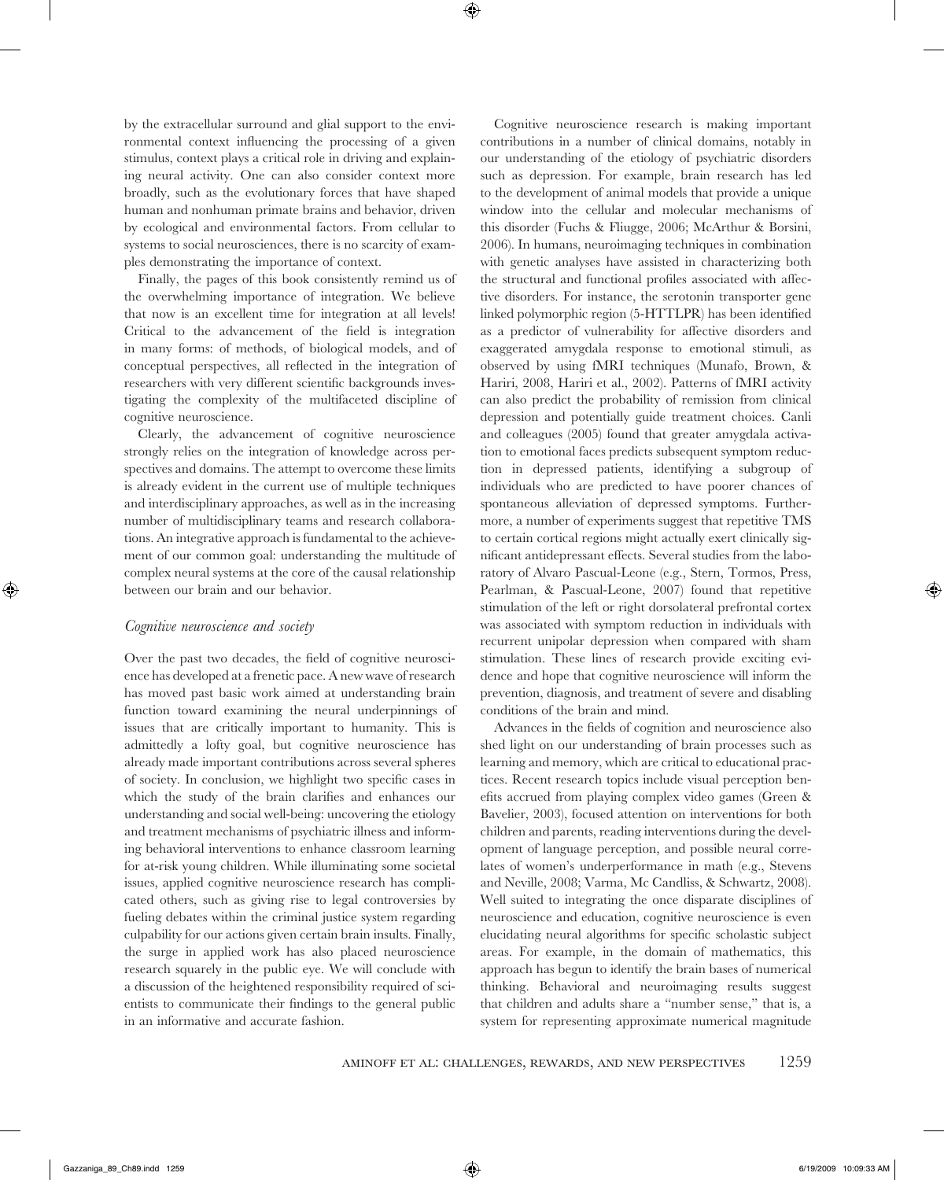by the extracellular surround and glial support to the environmental context influencing the processing of a given stimulus, context plays a critical role in driving and explaining neural activity. One can also consider context more broadly, such as the evolutionary forces that have shaped human and nonhuman primate brains and behavior, driven by ecological and environmental factors. From cellular to systems to social neurosciences, there is no scarcity of examples demonstrating the importance of context.

Finally, the pages of this book consistently remind us of the overwhelming importance of integration. We believe that now is an excellent time for integration at all levels! Critical to the advancement of the field is integration in many forms: of methods, of biological models, and of conceptual perspectives, all reflected in the integration of researchers with very different scientific backgrounds investigating the complexity of the multifaceted discipline of cognitive neuroscience.

Clearly, the advancement of cognitive neuroscience strongly relies on the integration of knowledge across perspectives and domains. The attempt to overcome these limits is already evident in the current use of multiple techniques and interdisciplinary approaches, as well as in the increasing number of multidisciplinary teams and research collaborations. An integrative approach is fundamental to the achievement of our common goal: understanding the multitude of complex neural systems at the core of the causal relationship between our brain and our behavior.

### *Cognitive neuroscience and society*

Over the past two decades, the field of cognitive neuroscience has developed at a frenetic pace. A new wave of research has moved past basic work aimed at understanding brain function toward examining the neural underpinnings of issues that are critically important to humanity. This is admittedly a lofty goal, but cognitive neuroscience has already made important contributions across several spheres of society. In conclusion, we highlight two specific cases in which the study of the brain clarifies and enhances our understanding and social well-being: uncovering the etiology and treatment mechanisms of psychiatric illness and informing behavioral interventions to enhance classroom learning for at-risk young children. While illuminating some societal issues, applied cognitive neuroscience research has complicated others, such as giving rise to legal controversies by fueling debates within the criminal justice system regarding culpability for our actions given certain brain insults. Finally, the surge in applied work has also placed neuroscience research squarely in the public eye. We will conclude with a discussion of the heightened responsibility required of scientists to communicate their findings to the general public in an informative and accurate fashion.

Cognitive neuroscience research is making important contributions in a number of clinical domains, notably in our understanding of the etiology of psychiatric disorders such as depression. For example, brain research has led to the development of animal models that provide a unique window into the cellular and molecular mechanisms of this disorder (Fuchs & Fliugge, 2006; McArthur & Borsini, 2006). In humans, neuroimaging techniques in combination with genetic analyses have assisted in characterizing both the structural and functional profiles associated with affective disorders. For instance, the serotonin transporter gene linked polymorphic region (5-HTTLPR) has been identified as a predictor of vulnerability for affective disorders and exaggerated amygdala response to emotional stimuli, as observed by using fMRI techniques (Munafo, Brown, & Hariri, 2008, Hariri et al., 2002). Patterns of fMRI activity can also predict the probability of remission from clinical depression and potentially guide treatment choices. Canli and colleagues (2005) found that greater amygdala activation to emotional faces predicts subsequent symptom reduction in depressed patients, identifying a subgroup of individuals who are predicted to have poorer chances of spontaneous alleviation of depressed symptoms. Furthermore, a number of experiments suggest that repetitive TMS to certain cortical regions might actually exert clinically significant antidepressant effects. Several studies from the laboratory of Alvaro Pascual-Leone (e.g., Stern, Tormos, Press, Pearlman, & Pascual-Leone, 2007) found that repetitive stimulation of the left or right dorsolateral prefrontal cortex was associated with symptom reduction in individuals with recurrent unipolar depression when compared with sham stimulation. These lines of research provide exciting evidence and hope that cognitive neuroscience will inform the prevention, diagnosis, and treatment of severe and disabling conditions of the brain and mind.

Advances in the fields of cognition and neuroscience also shed light on our understanding of brain processes such as learning and memory, which are critical to educational practices. Recent research topics include visual perception benefits accrued from playing complex video games (Green & Bavelier, 2003), focused attention on interventions for both children and parents, reading interventions during the development of language perception, and possible neural correlates of women's underperformance in math (e.g., Stevens and Neville, 2008; Varma, Mc Candliss, & Schwartz, 2008). Well suited to integrating the once disparate disciplines of neuroscience and education, cognitive neuroscience is even elucidating neural algorithms for specific scholastic subject areas. For example, in the domain of mathematics, this approach has begun to identify the brain bases of numerical thinking. Behavioral and neuroimaging results suggest that children and adults share a "number sense," that is, a system for representing approximate numerical magnitude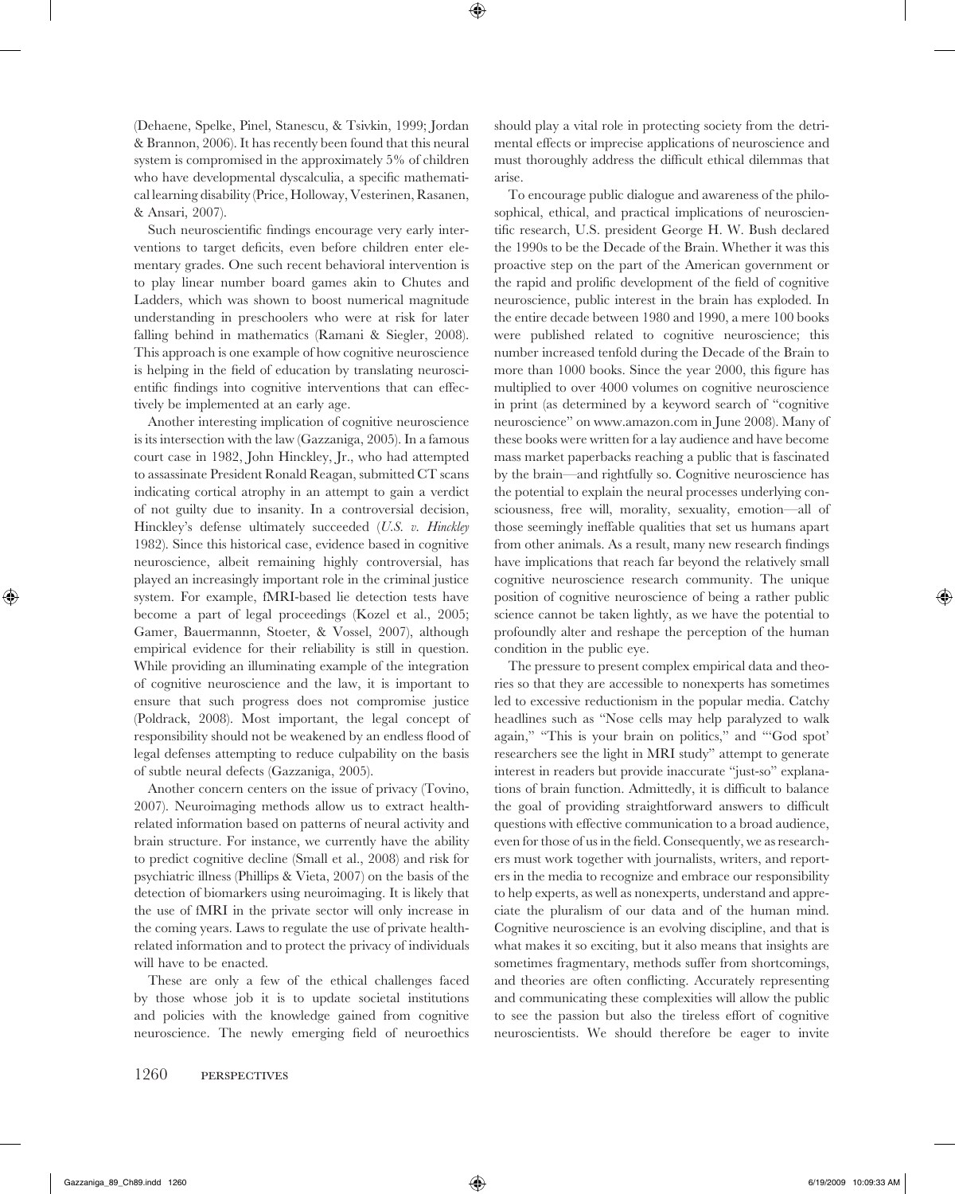(Dehaene, Spelke, Pinel, Stanescu, & Tsivkin, 1999; Jordan & Brannon, 2006). It has recently been found that this neural system is compromised in the approximately 5% of children who have developmental dyscalculia, a specific mathematical learning disability (Price, Holloway, Vesterinen, Rasanen, & Ansari, 2007).

Such neuroscientific findings encourage very early interventions to target deficits, even before children enter elementary grades. One such recent behavioral intervention is to play linear number board games akin to Chutes and Ladders, which was shown to boost numerical magnitude understanding in preschoolers who were at risk for later falling behind in mathematics (Ramani & Siegler, 2008). This approach is one example of how cognitive neuroscience is helping in the field of education by translating neuroscientific findings into cognitive interventions that can effectively be implemented at an early age.

Another interesting implication of cognitive neuroscience is its intersection with the law (Gazzaniga, 2005). In a famous court case in 1982, John Hinckley, Jr., who had attempted to assassinate President Ronald Reagan, submitted CT scans indicating cortical atrophy in an attempt to gain a verdict of not guilty due to insanity. In a controversial decision, Hinckley's defense ultimately succeeded (*U.S. v. Hinckley* 1982). Since this historical case, evidence based in cognitive neuroscience, albeit remaining highly controversial, has played an increasingly important role in the criminal justice system. For example, fMRI-based lie detection tests have become a part of legal proceedings (Kozel et al., 2005; Gamer, Bauermann, Stoeter, & Vossel, 2007), although empirical evidence for their reliability is still in question. While providing an illuminating example of the integration of cognitive neuroscience and the law, it is important to ensure that such progress does not compromise justice (Poldrack, 2008). Most important, the legal concept of responsibility should not be weakened by an endless flood of legal defenses attempting to reduce culpability on the basis of subtle neural defects (Gazzaniga, 2005).

Another concern centers on the issue of privacy (Tovino, 2007). Neuroimaging methods allow us to extract health-related information based on patterns of neural activity and brain structure. For instance, we currently have the ability to predict cognitive decline (Small et al., 2008) and risk for psychiatric illness (Phillips & Vieta, 2007) on the basis of the detection of biomarkers using neuroimaging. It is likely that the use of fMRI in the private sector will only increase in the coming years. Laws to regulate the use of private health-related information and to protect the privacy of individuals will have to be enacted.

These are only a few of the ethical challenges faced by those whose job it is to update societal institutions and policies with the knowledge gained from cognitive neuroscience. The newly emerging field of neuroethics should play a vital role in protecting society from the detrimental effects or imprecise applications of neuroscience and must thoroughly address the difficult ethical dilemmas that arise.

To encourage public dialogue and awareness of the philosophical, ethical, and practical implications of neuroscientific research, U.S. president George H. W. Bush declared the 1990s to be the Decade of the Brain. Whether it was this proactive step on the part of the American government or the rapid and prolific development of the field of cognitive neuroscience, public interest in the brain has exploded. In the entire decade between 1980 and 1990, a mere 100 books were published related to cognitive neuroscience; this number increased tenfold during the Decade of the Brain to more than 1000 books. Since the year 2000, this figure has multiplied to over 4000 volumes on cognitive neuroscience in print (as determined by a keyword search of "cognitive neuroscience" on www.amazon.com in June 2008). Many of these books were written for a lay audience and have become mass market paperbacks reaching a public that is fascinated by the brain—and rightfully so. Cognitive neuroscience has the potential to explain the neural processes underlying consciousness, free will, morality, sexuality, emotion—all of those seemingly ineffable qualities that set us humans apart from other animals. As a result, many new research findings have implications that reach far beyond the relatively small cognitive neuroscience research community. The unique position of cognitive neuroscience of being a rather public science cannot be taken lightly, as we have the potential to profoundly alter and reshape the perception of the human condition in the public eye.

The pressure to present complex empirical data and theories so that they are accessible to nonexperts has sometimes led to excessive reductionism in the popular media. Catchy headlines such as "Nose cells may help paralyzed to walk again," "This is your brain on politics," and "'God spot' researchers see the light in MRI study" attempt to generate interest in readers but provide inaccurate "just-so" explanations of brain function. Admittedly, it is difficult to balance the goal of providing straightforward answers to difficult questions with effective communication to a broad audience, even for those of us in the field. Consequently, we as researchers must work together with journalists, writers, and reporters in the media to recognize and embrace our responsibility to help experts, as well as nonexperts, understand and appreciate the pluralism of our data and of the human mind. Cognitive neuroscience is an evolving discipline, and that is what makes it so exciting, but it also means that insights are sometimes fragmentary, methods suffer from shortcomings, and theories are often conflicting. Accurately representing and communicating these complexities will allow the public to see the passion but also the tireless effort of cognitive neuroscientists. We should therefore be eager to invite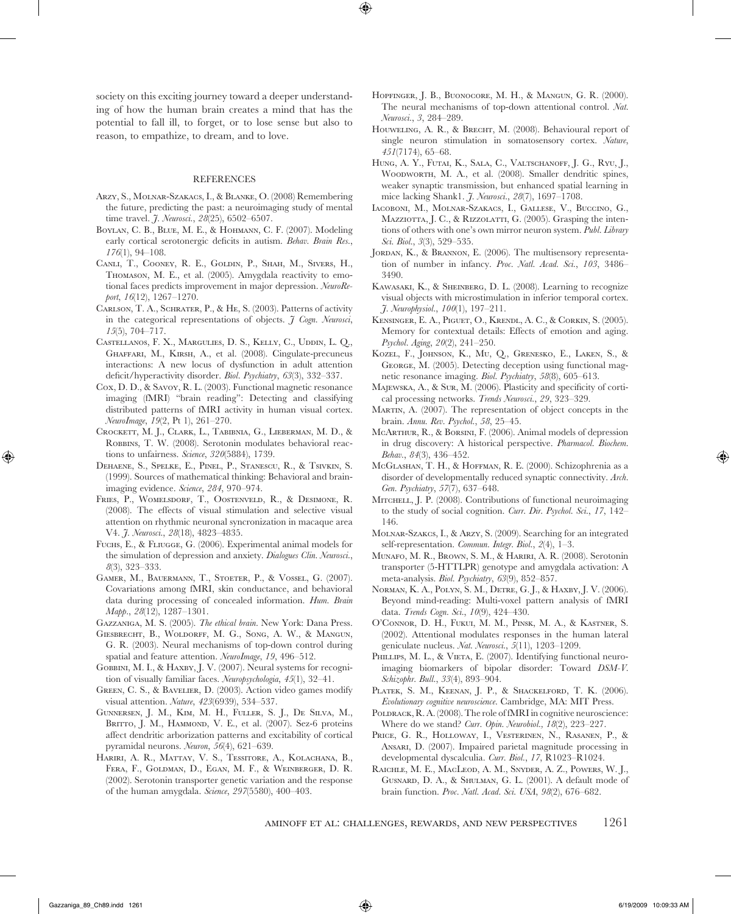society on this exciting journey toward a deeper understanding of how the human brain creates a mind that has the potential to fall ill, to forget, or to lose sense but also to reason, to empathize, to dream, and to love.

## REFERENCES

Arzy, S., Molnar-Szakacs, I., & Blanke, O. (2008) Remembering the future, predicting the past: a neuroimaging study of mental time travel. *J. Neurosci.*, *28*(25), 6502–6507.

Boylan, C. B., Blue, M. E., & Hohmann, C. F. (2007). Modeling early cortical serotonergic deficits in autism. *Behav. Brain Res.*, *176*(1), 94–108.

Canli, T., Cooney, R. E., Goldin, P., Shah, M., Sivers, H., Thomason, M. E., et al. (2005). Amygdala reactivity to emotional faces predicts improvement in major depression. *NeuroReport*, *16*(12), 1267–1270.

Carlson, T. A., Schrater, P., & He, S. (2003). Patterns of activity in the categorical representations of objects. *J Cogn. Neurosci*, *15*(5), 704–717.

Castellanos, F. X., Margulies, D. S., Kelly, C., Uddin, L. Q., Ghaffari, M., Kirsh, A., et al. (2008). Cingulate-precuneus interactions: A new locus of dysfunction in adult attention deficit/hyperactivity disorder. *Biol. Psychiatry*, *63*(3), 332–337.

Cox, D. D., & Savoy, R. L. (2003). Functional magnetic resonance imaging (fMRI) "brain reading": Detecting and classifying distributed patterns of fMRI activity in human visual cortex. *NeuroImage*, *19*(2, Pt 1), 261–270.

Crockett, M. J., Clark, L., Tabibnia, G., Lieberman, M. D., & Robbins, T. W. (2008). Serotonin modulates behavioral reactions to unfairness. *Science*, *320*(5884), 1739.

Dehaene, S., Spelke, E., Pinel, P., Stanescu, R., & Tsivkin, S. (1999). Sources of mathematical thinking: Behavioral and brain-imaging evidence. *Science*, *284*, 970–974.

Fries, P., Womelsdorf, T., Oostenveld, R., & Desimone, R. (2008). The effects of visual stimulation and selective visual attention on rhythmic neuronal syncronization in macaque area V4. *J. Neurosci.*, *28*(18), 4823–4835.

Fuchs, E., & Fliugge, G. (2006). Experimental animal models for the simulation of depression and anxiety. *Dialogues Clin. Neurosci.*, *8*(3), 323–333.

Gamer, M., Bauermann, T., Stoeter, P., & Vossel, G. (2007). Covariations among fMRI, skin conductance, and behavioral data during processing of concealed information. *Hum. Brain Mapp.*, *28*(12), 1287–1301.

Gazzaniga, M. S. (2005). *The ethical brain*. New York: Dana Press.

Giesbrecht, B., Woldorff, M. G., Song, A. W., & Mangun, G. R. (2003). Neural mechanisms of top-down control during spatial and feature attention. *NeuroImage*, *19*, 496–512.

Gobbini, M. I., & Haxby, J. V. (2007). Neural systems for recognition of visually familiar faces. *Neuropsychologia*, *45*(1), 32–41.

Green, C. S., & Bavelier, D. (2003). Action video games modify visual attention. *Nature*, *423*(6939), 534–537.

Gunnersen, J. M., Kim, M. H., Fuller, S. J., De Silva, M., Britto, J. M., Hammond, V. E., et al. (2007). Sez-6 proteins affect dendritic arborization patterns and excitability of cortical pyramidal neurons. *Neuron*, *56*(4), 621–639.

Hariri, A. R., Mattay, V. S., Tessitore, A., Kolachana, B., Fera, F., Goldman, D., Egan, M. F., & Weinberger, D. R. (2002). Serotonin transporter genetic variation and the response of the human amygdala. *Science*, *297*(5580), 400–403.

Hopfinger, J. B., Buonocore, M. H., & Mangun, G. R. (2000). The neural mechanisms of top-down attentional control. *Nat. Neurosci.*, *3*, 284–289.

Houweling, A. R., & Brecht, M. (2008). Behavioural report of single neuron stimulation in somatosensory cortex. *Nature*, *451*(7174), 65–68.

Hung, A. Y., Futai, K., Sala, C., Valtschanoff, J. G., Ryu, J., Woodworth, M. A., et al. (2008). Smaller dendritic spines, weaker synaptic transmission, but enhanced spatial learning in mice lacking Shank1. *J. Neurosci.*, *28*(7), 1697–1708.

Iacoboni, M., Molnar-Szakacs, I., Gallese, V., Buccino, G., Mazziotta, J. C., & Rizzolatti, G. (2005). Grasping the intentions of others with one's own mirror neuron system. *Publ. Library Sci. Biol.*, *3*(3), 529–535.

Jordan, K., & Brannon, E. (2006). The multisensory representation of number in infancy. *Proc. Natl. Acad. Sci.*, *103*, 3486–3490.

Kawasaki, K., & Sheinberg, D. L. (2008). Learning to recognize visual objects with microstimulation in inferior temporal cortex. *J. Neurophysiol.*, *100*(1), 197–211.

Kensinger, E. A., Piguet, O., Krendl, A. C., & Corkin, S. (2005). Memory for contextual details: Effects of emotion and aging. *Psychol. Aging*, *20*(2), 241–250.

Kozel, F., Johnson, K., Mu, Q., Grenesko, E., Laken, S., & George, M. (2005). Detecting deception using functional magnetic resonance imaging. *Biol. Psychiatry*, *58*(8), 605–613.

Majewska, A., & Sur, M. (2006). Plasticity and specificity of cortical processing networks. *Trends Neurosci.*, *29*, 323–329.

Martin, A. (2007). The representation of object concepts in the brain. *Annu. Rev. Psychol.*, *58*, 25–45.

McArthur, R., & Borsini, F. (2006). Animal models of depression in drug discovery: A historical perspective. *Pharmacol. Biochem. Behav.*, *84*(3), 436–452.

McGlashan, T. H., & Hoffman, R. E. (2000). Schizophrenia as a disorder of developmentally reduced synaptic connectivity. *Arch. Gen. Psychiatry*, *57*(7), 637–648.

Mitchell, J. P. (2008). Contributions of functional neuroimaging to the study of social cognition. *Curr. Dir. Psychol. Sci.*, *17*, 142–146.

Molnar-Szakcs, I., & Arzy, S. (2009). Searching for an integrated self-representation. *Commun. Integr. Biol.*, *2*(4), 1–3.

Munafo, M. R., Brown, S. M., & Hariri, A. R. (2008). Serotonin transporter (5-HTTLPR) genotype and amygdala activation: A meta-analysis. *Biol. Psychiatry*, *63*(9), 852–857.

Norman, K. A., Polyn, S. M., Detre, G. J., & Haxby, J. V. (2006). Beyond mind-reading: Multi-voxel pattern analysis of fMRI data. *Trends Cogn. Sci.*, *10*(9), 424–430.

O'Connor, D. H., Fukui, M. M., Pinsk, M. A., & Kastner, S. (2002). Attentional modulates responses in the human lateral geniculate nucleus. *Nat. Neurosci.*, *5*(11), 1203–1209.

Phillips, M. L., & Vieta, E. (2007). Identifying functional neuroimaging biomarkers of bipolar disorder: Toward *DSM-V*. *Schizophr. Bull.*, *33*(4), 893–904.

Platek, S. M., Keenan, J. P., & Shackelford, T. K. (2006). *Evolutionary cognitive neuroscience*. Cambridge, MA: MIT Press.

Poldrack, R. A. (2008). The role of fMRI in cognitive neuroscience: Where do we stand? *Curr. Opin. Neurobiol.*, *18*(2), 223–227.

Price, G. R., Holloway, I., Vesterinen, N., Rasanen, P., & Ansari, D. (2007). Impaired parietal magnitude processing in developmental dyscalculia. *Curr. Biol.*, *17*, R1023–R1024.

Raichle, M. E., MacLeod, A. M., Snyder, A. Z., Powers, W. J., Gusnard, D. A., & Shulman, G. L. (2001). A default mode of brain function. *Proc. Natl. Acad. Sci. USA*, *98*(2), 676–682.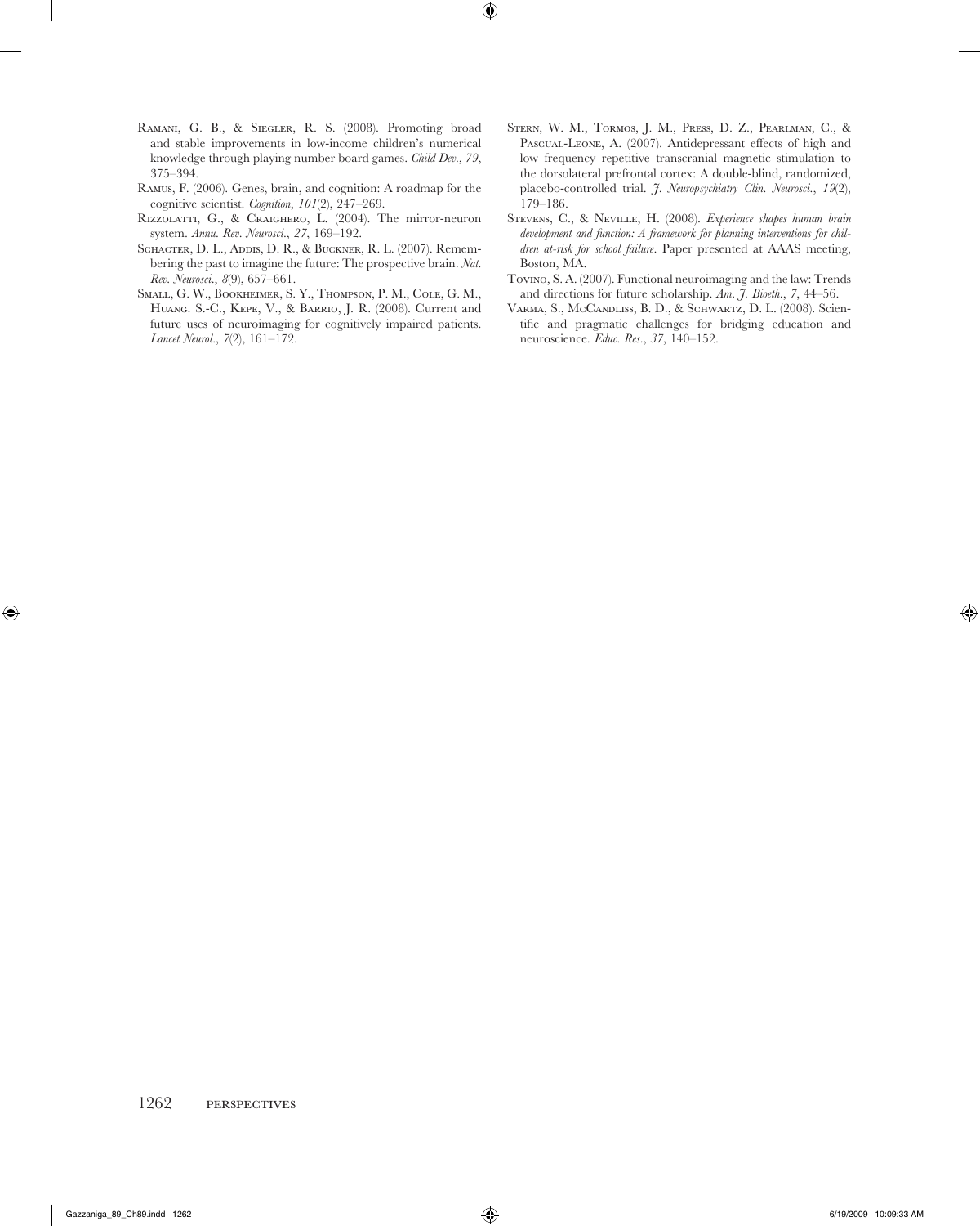Ramani, G. B., & Siegler, R. S. (2008). Promoting broad and stable improvements in low-income children's numerical knowledge through playing number board games. *Child Dev.*, *79*, 375–394.

Ramus, F. (2006). Genes, brain, and cognition: A roadmap for the cognitive scientist. *Cognition*, *101*(2), 247–269.

Rizzolatti, G., & Craighero, L. (2004). The mirror-neuron system. *Annu. Rev. Neurosci.*, *27*, 169–192.

Schacter, D. L., Addis, D. R., & Buckner, R. L. (2007). Remembering the past to imagine the future: The prospective brain. *Nat. Rev. Neurosci.*, *8*(9), 657–661.

Small, G. W., Bookheimer, S. Y., Thompson, P. M., Cole, G. M., Huang. S.-C., Kepe, V., & Barrio, J. R. (2008). Current and future uses of neuroimaging for cognitively impaired patients. *Lancet Neurol.*, *7*(2), 161–172.

Stern, W. M., Tormos, J. M., Press, D. Z., Pearlman, C., & Pascual-Leone, A. (2007). Antidepressant effects of high and low frequency repetitive transcranial magnetic stimulation to the dorsolateral prefrontal cortex: A double-blind, randomized, placebo-controlled trial. *J. Neuropsychiatry Clin. Neurosci.*, *19*(2), 179–186.

Stevens, C., & Neville, H. (2008). *Experience shapes human brain development and function: A framework for planning interventions for children at-risk for school failure.* Paper presented at AAAS meeting, Boston, MA.

Tovino, S. A. (2007). Functional neuroimaging and the law: Trends and directions for future scholarship. *Am. J. Bioeth.*, *7*, 44–56.

Varma, S., McCandliss, B. D., & Schwartz, D. L. (2008). Scientific and pragmatic challenges for bridging education and neuroscience. *Educ. Res.*, *37*, 140–152.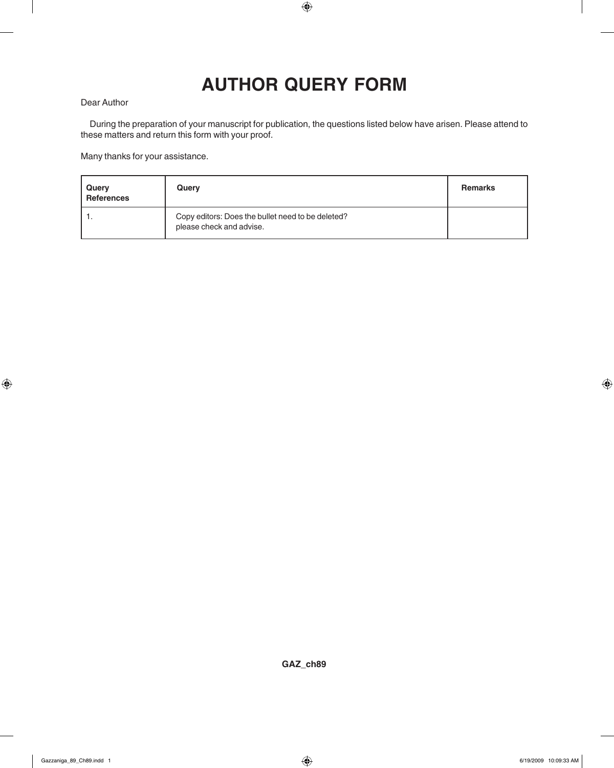# AUTHOR QUERY FORM

Dear Author

During the preparation of your manuscript for publication, the questions listed below have arisen. Please attend to these matters and return this form with your proof.

Many thanks for your assistance.

| Query References | Query | Remarks |
|---|---|---|
| 1. | Copy editors: Does the bullet need to be deleted? please check and advise. | |

GAZ_ch89